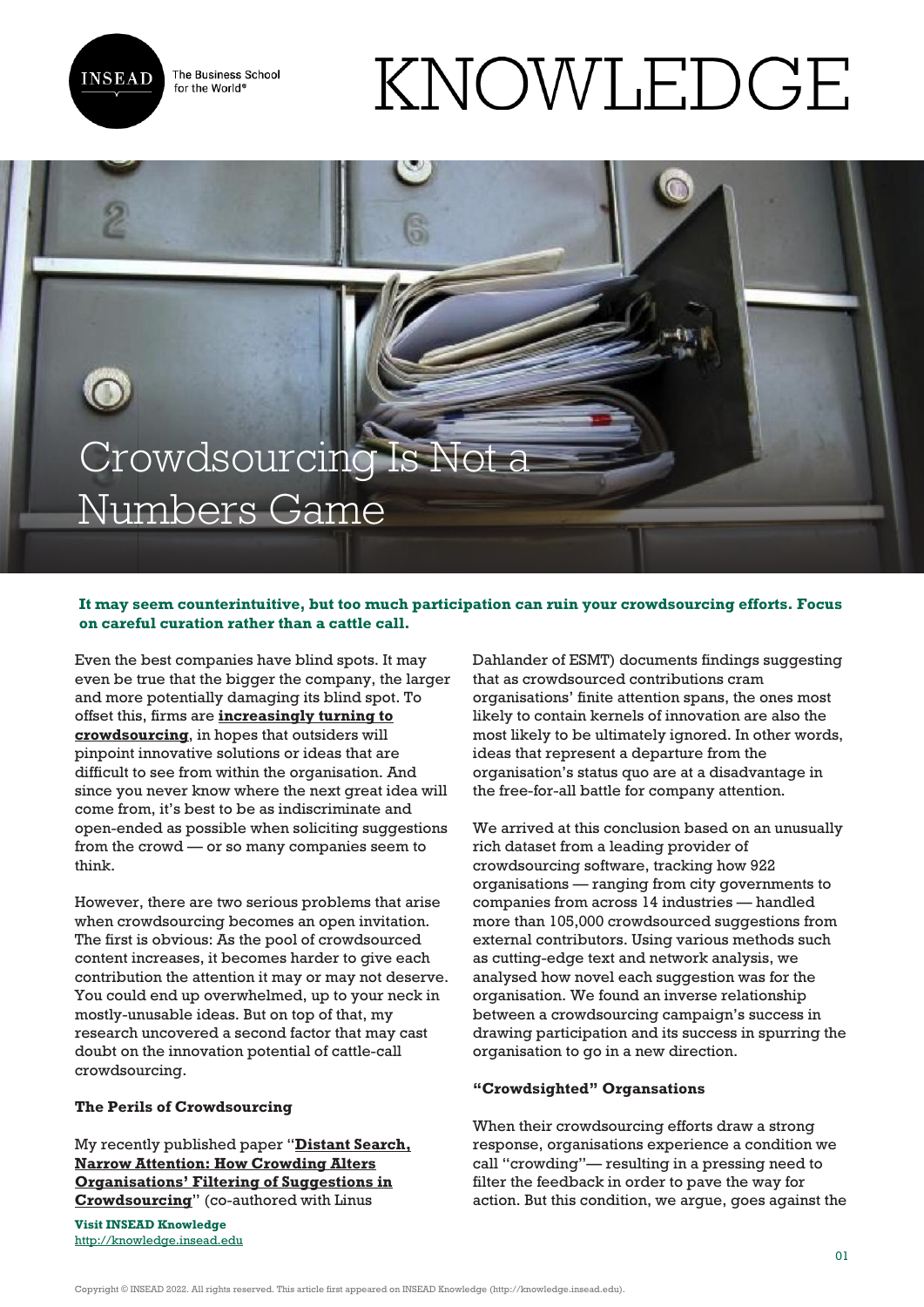# Crowdsourcing Is Not a Numbers Game

**It may seem counterintuitive, but too much participation can ruin your crowdsourcing efforts. Focus on careful curation rather than a cattle call.**

Even the best companies have blind spots. It may even be true that the bigger the company, the larger and more potentially damaging its blind spot. To offset this, firms are **increasingly turning to crowdsourcing**, in hopes that outsiders will pinpoint innovative solutions or ideas that are difficult to see from within the organisation. And since you never know where the next great idea will come from, it's best to be as indiscriminate and open-ended as possible when soliciting suggestions from the crowd — or so many companies seem to think.

However, there are two serious problems that arise when crowdsourcing becomes an open invitation. The first is obvious: As the pool of crowdsourced content increases, it becomes harder to give each contribution the attention it may or may not deserve. You could end up overwhelmed, up to your neck in mostly-unusable ideas. But on top of that, my research uncovered a second factor that may cast doubt on the innovation potential of cattle-call crowdsourcing.

### The Perils of Crowdsourcing

My recently published paper "**Distant Search, Narrow Attention: How Crowding Alters Organisations' Filtering of Suggestions in Crowdsourcing**" (co-authored with Linus Dahlander of ESMT) documents findings suggesting that as crowdsourced contributions cram organisations' finite attention spans, the ones most likely to contain kernels of innovation are also the most likely to be ultimately ignored. In other words, ideas that represent a departure from the organisation's status quo are at a disadvantage in the free-for-all battle for company attention.

We arrived at this conclusion based on an unusually rich dataset from a leading provider of crowdsourcing software, tracking how 922 organisations — ranging from city governments to companies from across 14 industries — handled more than 105,000 crowdsourced suggestions from external contributors. Using various methods such as cutting-edge text and network analysis, we analysed how novel each suggestion was for the organisation. We found an inverse relationship between a crowdsourcing campaign's success in drawing participation and its success in spurring the organisation to go in a new direction.

### "Crowdsighted" Organsations

When their crowdsourcing efforts draw a strong response, organisations experience a condition we call "crowding"— resulting in a pressing need to filter the feedback in order to pave the way for action. But this condition, we argue, goes against the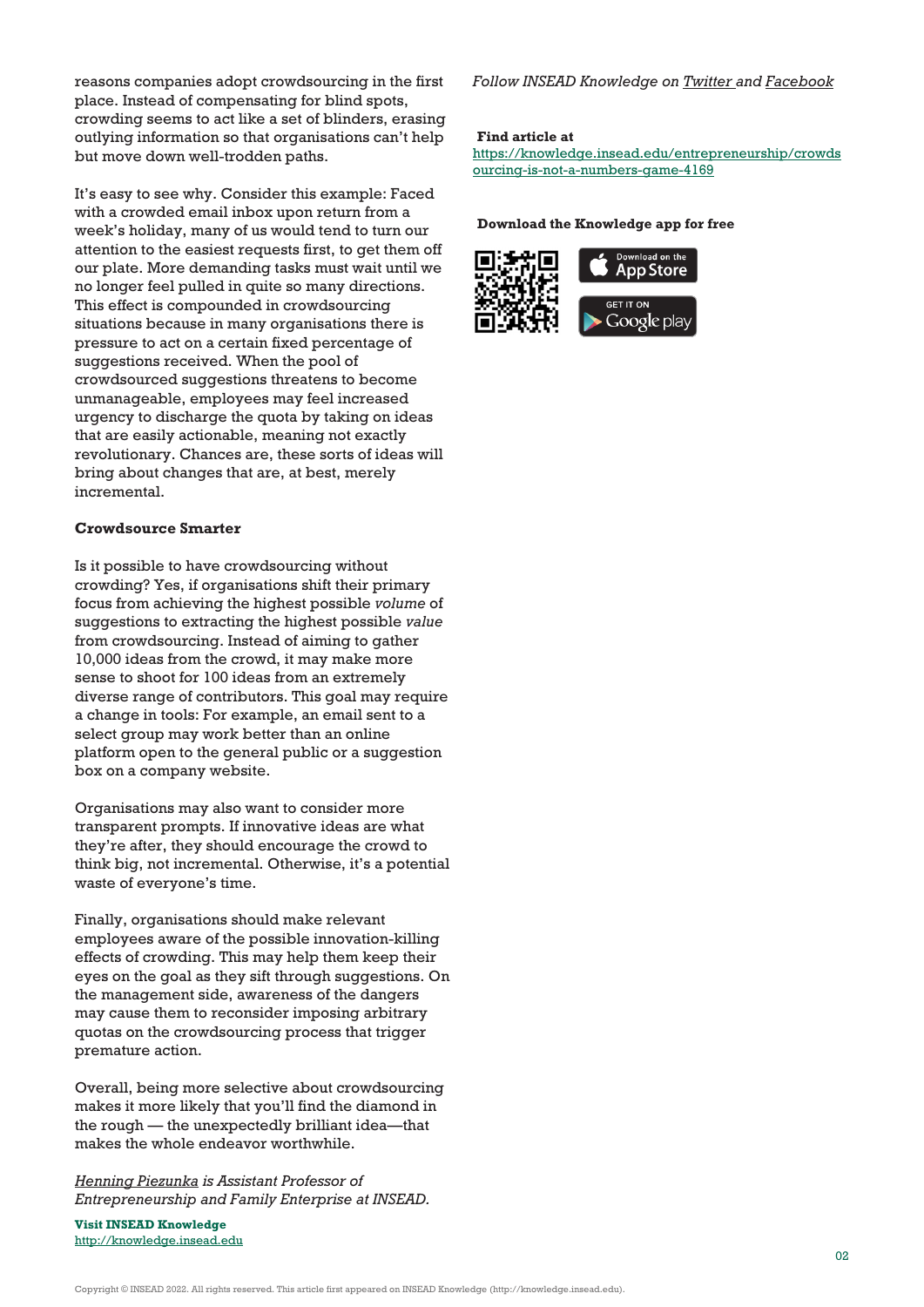reasons companies adopt crowdsourcing in the first place. Instead of compensating for blind spots, crowding seems to act like a set of blinders, erasing outlying information so that organisations can't help but move down well-trodden paths.

It's easy to see why. Consider this example: Faced with a crowded email inbox upon return from a week's holiday, many of us would tend to turn our attention to the easiest requests first, to get them off our plate. More demanding tasks must wait until we no longer feel pulled in quite so many directions. This effect is compounded in crowdsourcing situations because in many organisations there is pressure to act on a certain fixed percentage of suggestions received. When the pool of crowdsourced suggestions threatens to become unmanageable, employees may feel increased urgency to discharge the quota by taking on ideas that are easily actionable, meaning not exactly revolutionary. Chances are, these sorts of ideas will bring about changes that are, at best, merely incremental.

**Crowdsource Smarter**

Is it possible to have crowdsourcing without crowding? Yes, if organisations shift their primary focus from achieving the highest possible *volume* of suggestions to extracting the highest possible *value* from crowdsourcing. Instead of aiming to gather 10,000 ideas from the crowd, it may make more sense to shoot for 100 ideas from an extremely diverse range of contributors. This goal may require a change in tools: For example, an email sent to a select group may work better than an online platform open to the general public or a suggestion box on a company website.

Organisations may also want to consider more transparent prompts. If innovative ideas are what they're after, they should encourage the crowd to think big, not incremental. Otherwise, it's a potential waste of everyone's time.

Finally, organisations should make relevant employees aware of the possible innovation-killing effects of crowding. This may help them keep their eyes on the goal as they sift through suggestions. On the management side, awareness of the dangers may cause them to reconsider imposing arbitrary quotas on the crowdsourcing process that trigger premature action.

Overall, being more selective about crowdsourcing makes it more likely that you'll find the diamond in the rough — the unexpectedly brilliant idea—that makes the whole endeavor worthwhile.

*Henning Piezunka is Assistant Professor of Entrepreneurship and Family Enterprise at INSEAD.*

**Visit INSEAD Knowledge**
http://knowledge.insead.edu

*Follow INSEAD Knowledge on Twitter and Facebook*

**Find article at**
https://knowledge.insead.edu/entrepreneurship/crowdsourcing-is-not-a-numbers-game-4169

**Download the Knowledge app for free**

Download on the App Store

GET IT ON Google play

Copyright © INSEAD 2022. All rights reserved. This article first appeared on INSEAD Knowledge (http://knowledge.insead.edu).